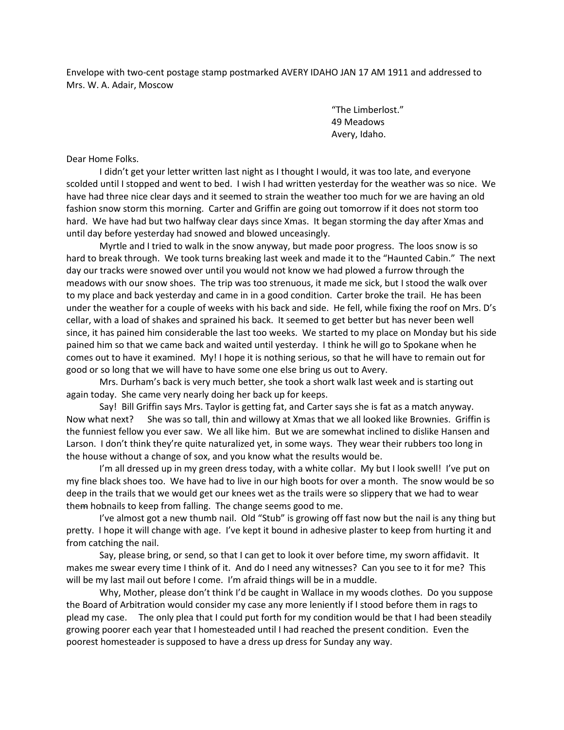Envelope with two-cent postage stamp postmarked AVERY IDAHO JAN 17 AM 1911 and addressed to Mrs. W. A. Adair, Moscow

"The Limberlost."
49 Meadows
Avery, Idaho.

Dear Home Folks.

I didn't get your letter written last night as I thought I would, it was too late, and everyone scolded until I stopped and went to bed. I wish I had written yesterday for the weather was so nice. We have had three nice clear days and it seemed to strain the weather too much for we are having an old fashion snow storm this morning. Carter and Griffin are going out tomorrow if it does not storm too hard. We have had but two halfway clear days since Xmas. It began storming the day after Xmas and until day before yesterday had snowed and blowed unceasingly.

Myrtle and I tried to walk in the snow anyway, but made poor progress. The loos snow is so hard to break through. We took turns breaking last week and made it to the "Haunted Cabin." The next day our tracks were snowed over until you would not know we had plowed a furrow through the meadows with our snow shoes. The trip was too strenuous, it made me sick, but I stood the walk over to my place and back yesterday and came in in a good condition. Carter broke the trail. He has been under the weather for a couple of weeks with his back and side. He fell, while fixing the roof on Mrs. D's cellar, with a load of shakes and sprained his back. It seemed to get better but has never been well since, it has pained him considerable the last too weeks. We started to my place on Monday but his side pained him so that we came back and waited until yesterday. I think he will go to Spokane when he comes out to have it examined. My! I hope it is nothing serious, so that he will have to remain out for good or so long that we will have to have some one else bring us out to Avery.

Mrs. Durham's back is very much better, she took a short walk last week and is starting out again today. She came very nearly doing her back up for keeps.

Say! Bill Griffin says Mrs. Taylor is getting fat, and Carter says she is fat as a match anyway. Now what next? She was so tall, thin and willowy at Xmas that we all looked like Brownies. Griffin is the funniest fellow you ever saw. We all like him. But we are somewhat inclined to dislike Hansen and Larson. I don't think they're quite naturalized yet, in some ways. They wear their rubbers too long in the house without a change of sox, and you know what the results would be.

I'm all dressed up in my green dress today, with a white collar. My but I look swell! I've put on my fine black shoes too. We have had to live in our high boots for over a month. The snow would be so deep in the trails that we would get our knees wet as the trails were so slippery that we had to wear ~~them~~ hobnails to keep from falling. The change seems good to me.

I've almost got a new thumb nail. Old "Stub" is growing off fast now but the nail is any thing but pretty. I hope it will change with age. I've kept it bound in adhesive plaster to keep from hurting it and from catching the nail.

Say, please bring, or send, so that I can get to look it over before time, my sworn affidavit. It makes me swear every time I think of it. And do I need any witnesses? Can you see to it for me? This will be my last mail out before I come. I'm afraid things will be in a muddle.

Why, Mother, please don't think I'd be caught in Wallace in my woods clothes. Do you suppose the Board of Arbitration would consider my case any more leniently if I stood before them in rags to plead my case. The only plea that I could put forth for my condition would be that I had been steadily growing poorer each year that I homesteaded until I had reached the present condition. Even the poorest homesteader is supposed to have a dress up dress for Sunday any way.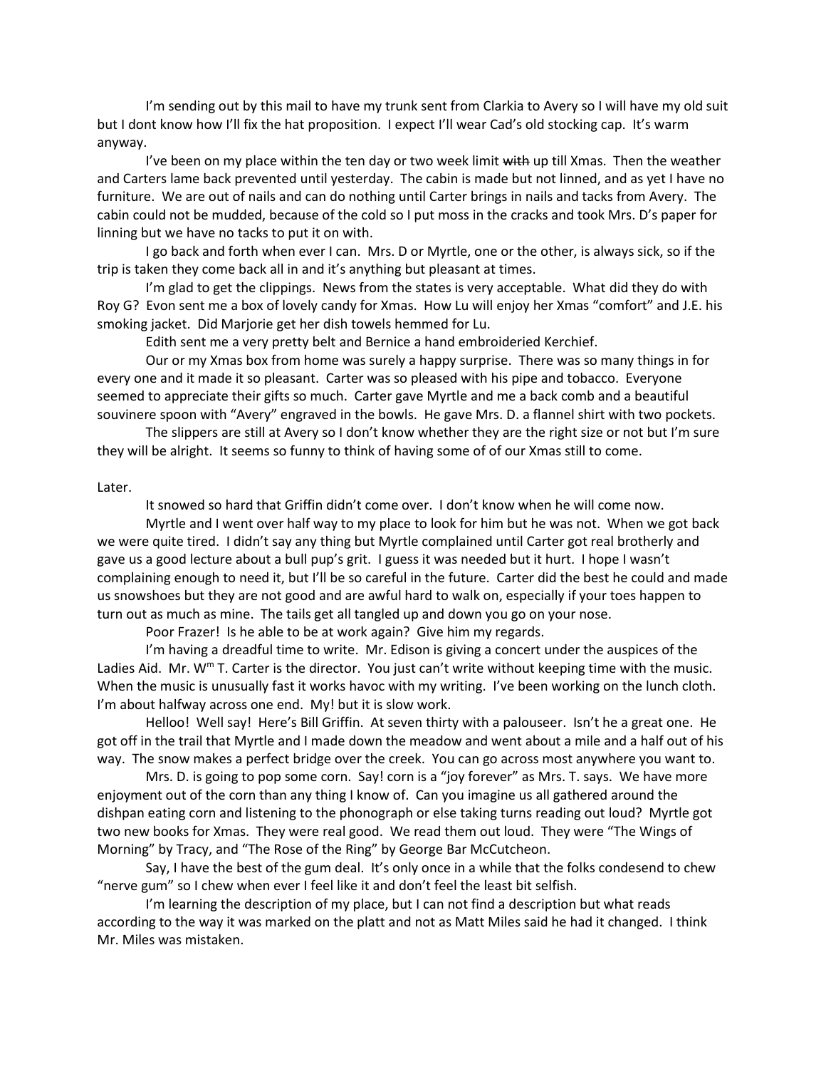I'm sending out by this mail to have my trunk sent from Clarkia to Avery so I will have my old suit but I dont know how I'll fix the hat proposition. I expect I'll wear Cad's old stocking cap. It's warm anyway.

I've been on my place within the ten day or two week limit ~~with~~ up till Xmas. Then the weather and Carters lame back prevented until yesterday. The cabin is made but not linned, and as yet I have no furniture. We are out of nails and can do nothing until Carter brings in nails and tacks from Avery. The cabin could not be mudded, because of the cold so I put moss in the cracks and took Mrs. D's paper for linning but we have no tacks to put it on with.

I go back and forth when ever I can. Mrs. D or Myrtle, one or the other, is always sick, so if the trip is taken they come back all in and it's anything but pleasant at times.

I'm glad to get the clippings. News from the states is very acceptable. What did they do with Roy G? Evon sent me a box of lovely candy for Xmas. How Lu will enjoy her Xmas "comfort" and J.E. his smoking jacket. Did Marjorie get her dish towels hemmed for Lu.

Edith sent me a very pretty belt and Bernice a hand embroideried Kerchief.

Our or my Xmas box from home was surely a happy surprise. There was so many things in for every one and it made it so pleasant. Carter was so pleased with his pipe and tobacco. Everyone seemed to appreciate their gifts so much. Carter gave Myrtle and me a back comb and a beautiful souvinere spoon with "Avery" engraved in the bowls. He gave Mrs. D. a flannel shirt with two pockets.

The slippers are still at Avery so I don't know whether they are the right size or not but I'm sure they will be alright. It seems so funny to think of having some of of our Xmas still to come.

Later.

It snowed so hard that Griffin didn't come over. I don't know when he will come now.

Myrtle and I went over half way to my place to look for him but he was not. When we got back we were quite tired. I didn't say any thing but Myrtle complained until Carter got real brotherly and gave us a good lecture about a bull pup's grit. I guess it was needed but it hurt. I hope I wasn't complaining enough to need it, but I'll be so careful in the future. Carter did the best he could and made us snowshoes but they are not good and are awful hard to walk on, especially if your toes happen to turn out as much as mine. The tails get all tangled up and down you go on your nose.

Poor Frazer! Is he able to be at work again? Give him my regards.

I'm having a dreadful time to write. Mr. Edison is giving a concert under the auspices of the Ladies Aid. Mr. W[m] T. Carter is the director. You just can't write without keeping time with the music. When the music is unusually fast it works havoc with my writing. I've been working on the lunch cloth. I'm about halfway across one end. My! but it is slow work.

Helloo! Well say! Here's Bill Griffin. At seven thirty with a palouseer. Isn't he a great one. He got off in the trail that Myrtle and I made down the meadow and went about a mile and a half out of his way. The snow makes a perfect bridge over the creek. You can go across most anywhere you want to.

Mrs. D. is going to pop some corn. Say! corn is a "joy forever" as Mrs. T. says. We have more enjoyment out of the corn than any thing I know of. Can you imagine us all gathered around the dishpan eating corn and listening to the phonograph or else taking turns reading out loud? Myrtle got two new books for Xmas. They were real good. We read them out loud. They were "The Wings of Morning" by Tracy, and "The Rose of the Ring" by George Bar McCutcheon.

Say, I have the best of the gum deal. It's only once in a while that the folks condesend to chew "nerve gum" so I chew when ever I feel like it and don't feel the least bit selfish.

I'm learning the description of my place, but I can not find a description but what reads according to the way it was marked on the platt and not as Matt Miles said he had it changed. I think Mr. Miles was mistaken.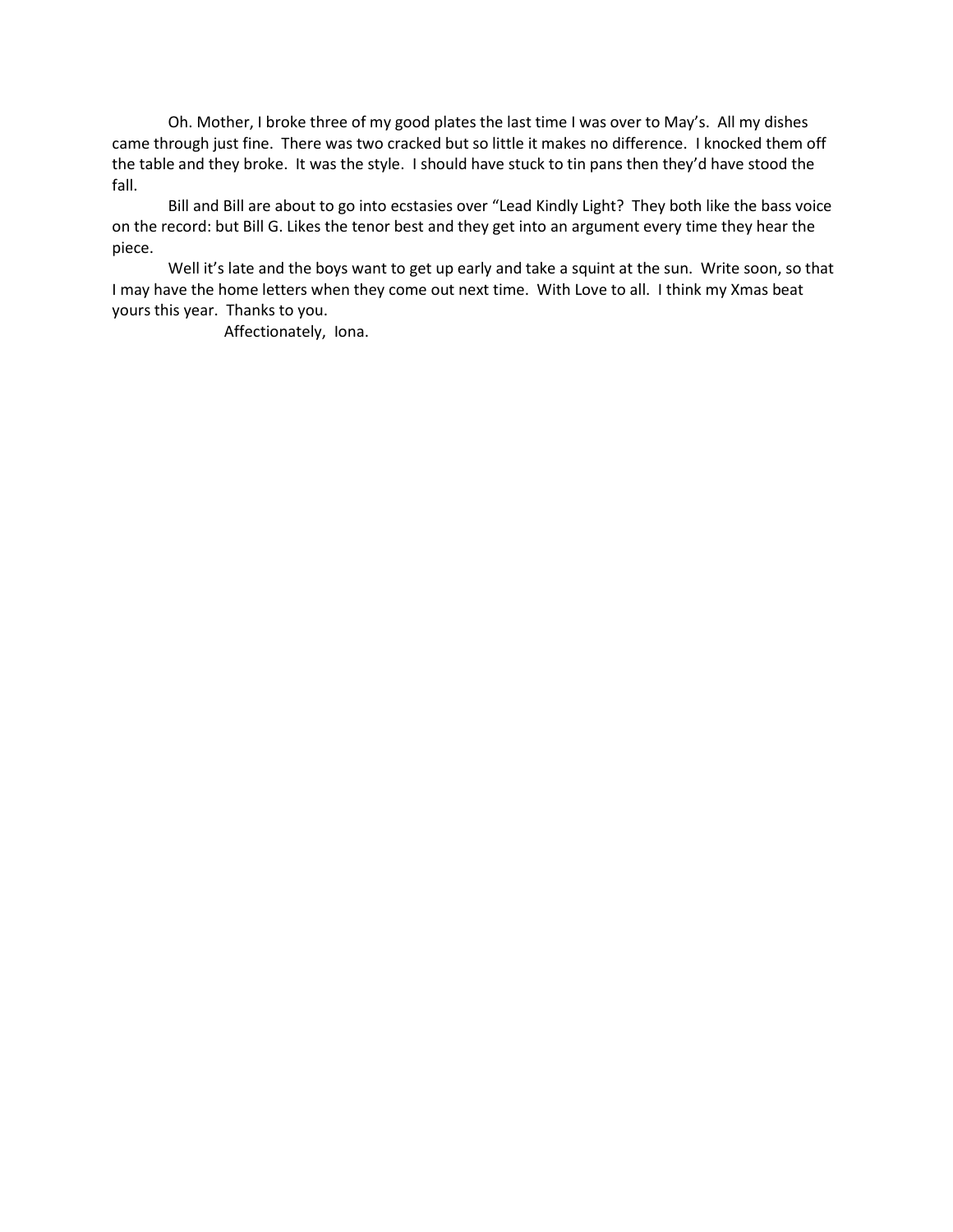Oh. Mother, I broke three of my good plates the last time I was over to May's. All my dishes came through just fine. There was two cracked but so little it makes no difference. I knocked them off the table and they broke. It was the style. I should have stuck to tin pans then they'd have stood the fall.

Bill and Bill are about to go into ecstasies over "Lead Kindly Light? They both like the bass voice on the record: but Bill G. Likes the tenor best and they get into an argument every time they hear the piece.

Well it's late and the boys want to get up early and take a squint at the sun. Write soon, so that I may have the home letters when they come out next time. With Love to all. I think my Xmas beat yours this year. Thanks to you.

Affectionately, Iona.